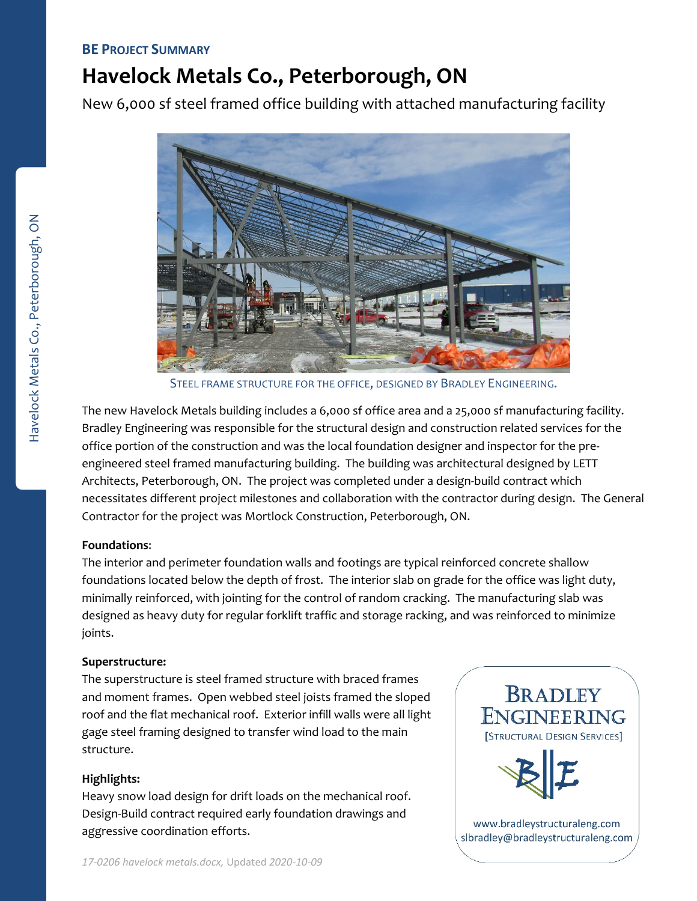**BE PROJECT SUMMARY**

# Havelock Metals Co., Peterborough, ON

New 6,000 sf steel framed office building with attached manufacturing facility

STEEL FRAME STRUCTURE FOR THE OFFICE, DESIGNED BY BRADLEY ENGINEERING.

The new Havelock Metals building includes a 6,000 sf office area and a 25,000 sf manufacturing facility. Bradley Engineering was responsible for the structural design and construction related services for the office portion of the construction and was the local foundation designer and inspector for the pre-engineered steel framed manufacturing building. The building was architectural designed by LETT Architects, Peterborough, ON. The project was completed under a design-build contract which necessitates different project milestones and collaboration with the contractor during design. The General Contractor for the project was Mortlock Construction, Peterborough, ON.

**Foundations**:

The interior and perimeter foundation walls and footings are typical reinforced concrete shallow foundations located below the depth of frost. The interior slab on grade for the office was light duty, minimally reinforced, with jointing for the control of random cracking. The manufacturing slab was designed as heavy duty for regular forklift traffic and storage racking, and was reinforced to minimize joints.

**Superstructure:**

The superstructure is steel framed structure with braced frames and moment frames. Open webbed steel joists framed the sloped roof and the flat mechanical roof. Exterior infill walls were all light gage steel framing designed to transfer wind load to the main structure.

**Highlights:**

Heavy snow load design for drift loads on the mechanical roof. Design-Build contract required early foundation drawings and aggressive coordination efforts.

BRADLEY ENGINEERING
[STRUCTURAL DESIGN SERVICES]

www.bradleystructuraleng.com
slbradley@bradleystructuraleng.com

*17-0206 havelock metals.docx,* Updated *2020-10-09*